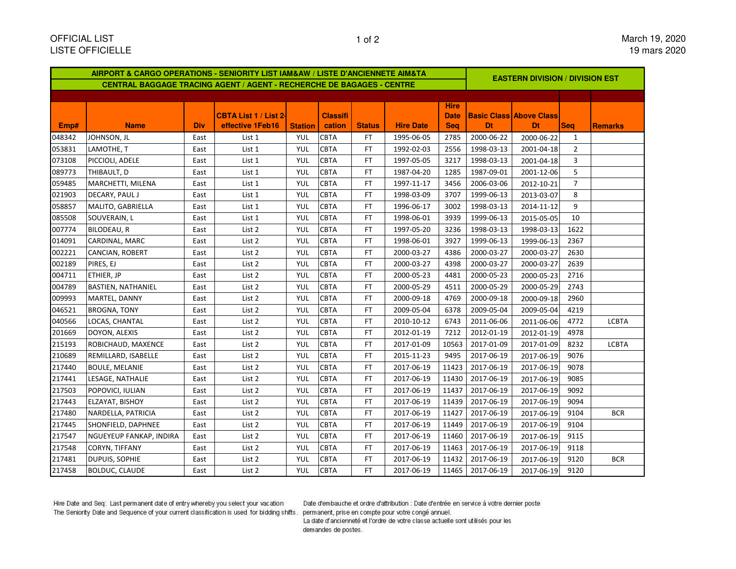OFFICIAL LIST
LISTE OFFICIELLE

March 19, 2020
19 mars 2020

| AIRPORT & CARGO OPERATIONS - SENIORITY LIST IAM&AW / LISTE D'ANCIENNETE AIM&TA<br>CENTRAL BAGGAGE TRACING AGENT / AGENT - RECHERCHE DE BAGAGES - CENTRE | | | | | | | | | EASTERN DIVISION / DIVISION EST | | | |
|---|---|---|---|---|---|---|---|---|---|---|---|---|
| **Emp#** | **Name** | **Div** | **CBTA List 1 / List 2- effective 1Feb16** | **Station** | **Classification** | **Status** | **Hire Date** | **Hire Date Seq** | **Basic Class Dt** | **Above Class Dt** | **Seq** | **Remarks** |
| 048342 | JOHNSON, JL | East | List 1 | YUL | CBTA | FT | 1995-06-05 | 2785 | 2000-06-22 | 2000-06-22 | 1 | |
| 053831 | LAMOTHE, T | East | List 1 | YUL | CBTA | FT | 1992-02-03 | 2556 | 1998-03-13 | 2001-04-18 | 2 | |
| 073108 | PICCIOLI, ADELE | East | List 1 | YUL | CBTA | FT | 1997-05-05 | 3217 | 1998-03-13 | 2001-04-18 | 3 | |
| 089773 | THIBAULT, D | East | List 1 | YUL | CBTA | FT | 1987-04-20 | 1285 | 1987-09-01 | 2001-12-06 | 5 | |
| 059485 | MARCHETTI, MILENA | East | List 1 | YUL | CBTA | FT | 1997-11-17 | 3456 | 2006-03-06 | 2012-10-21 | 7 | |
| 021903 | DECARY, PAUL J | East | List 1 | YUL | CBTA | FT | 1998-03-09 | 3707 | 1999-06-13 | 2013-03-07 | 8 | |
| 058857 | MALITO, GABRIELLA | East | List 1 | YUL | CBTA | FT | 1996-06-17 | 3002 | 1998-03-13 | 2014-11-12 | 9 | |
| 085508 | SOUVERAIN, L | East | List 1 | YUL | CBTA | FT | 1998-06-01 | 3939 | 1999-06-13 | 2015-05-05 | 10 | |
| 007774 | BILODEAU, R | East | List 2 | YUL | CBTA | FT | 1997-05-20 | 3236 | 1998-03-13 | 1998-03-13 | 1622 | |
| 014091 | CARDINAL, MARC | East | List 2 | YUL | CBTA | FT | 1998-06-01 | 3927 | 1999-06-13 | 1999-06-13 | 2367 | |
| 002221 | CANCIAN, ROBERT | East | List 2 | YUL | CBTA | FT | 2000-03-27 | 4386 | 2000-03-27 | 2000-03-27 | 2630 | |
| 002189 | PIRES, EJ | East | List 2 | YUL | CBTA | FT | 2000-03-27 | 4398 | 2000-03-27 | 2000-03-27 | 2639 | |
| 004711 | ETHIER, JP | East | List 2 | YUL | CBTA | FT | 2000-05-23 | 4481 | 2000-05-23 | 2000-05-23 | 2716 | |
| 004789 | BASTIEN, NATHANIEL | East | List 2 | YUL | CBTA | FT | 2000-05-29 | 4511 | 2000-05-29 | 2000-05-29 | 2743 | |
| 009993 | MARTEL, DANNY | East | List 2 | YUL | CBTA | FT | 2000-09-18 | 4769 | 2000-09-18 | 2000-09-18 | 2960 | |
| 046521 | BROGNA, TONY | East | List 2 | YUL | CBTA | FT | 2009-05-04 | 6378 | 2009-05-04 | 2009-05-04 | 4219 | |
| 040566 | LOCAS, CHANTAL | East | List 2 | YUL | CBTA | FT | 2010-10-12 | 6743 | 2011-06-06 | 2011-06-06 | 4772 | LCBTA |
| 201669 | DOYON, ALEXIS | East | List 2 | YUL | CBTA | FT | 2012-01-19 | 7212 | 2012-01-19 | 2012-01-19 | 4978 | |
| 215193 | ROBICHAUD, MAXENCE | East | List 2 | YUL | CBTA | FT | 2017-01-09 | 10563 | 2017-01-09 | 2017-01-09 | 8232 | LCBTA |
| 210689 | REMILLARD, ISABELLE | East | List 2 | YUL | CBTA | FT | 2015-11-23 | 9495 | 2017-06-19 | 2017-06-19 | 9076 | |
| 217440 | BOULE, MELANIE | East | List 2 | YUL | CBTA | FT | 2017-06-19 | 11423 | 2017-06-19 | 2017-06-19 | 9078 | |
| 217441 | LESAGE, NATHALIE | East | List 2 | YUL | CBTA | FT | 2017-06-19 | 11430 | 2017-06-19 | 2017-06-19 | 9085 | |
| 217503 | POPOVICI, IULIAN | East | List 2 | YUL | CBTA | FT | 2017-06-19 | 11437 | 2017-06-19 | 2017-06-19 | 9092 | |
| 217443 | ELZAYAT, BISHOY | East | List 2 | YUL | CBTA | FT | 2017-06-19 | 11439 | 2017-06-19 | 2017-06-19 | 9094 | |
| 217480 | NARDELLA, PATRICIA | East | List 2 | YUL | CBTA | FT | 2017-06-19 | 11427 | 2017-06-19 | 2017-06-19 | 9104 | BCR |
| 217445 | SHONFIELD, DAPHNEE | East | List 2 | YUL | CBTA | FT | 2017-06-19 | 11449 | 2017-06-19 | 2017-06-19 | 9104 | |
| 217547 | NGUEYEUP FANKAP, INDIRA | East | List 2 | YUL | CBTA | FT | 2017-06-19 | 11460 | 2017-06-19 | 2017-06-19 | 9115 | |
| 217548 | CORYN, TIFFANY | East | List 2 | YUL | CBTA | FT | 2017-06-19 | 11463 | 2017-06-19 | 2017-06-19 | 9118 | |
| 217481 | DUPUIS, SOPHIE | East | List 2 | YUL | CBTA | FT | 2017-06-19 | 11432 | 2017-06-19 | 2017-06-19 | 9120 | BCR |
| 217458 | BOLDUC, CLAUDE | East | List 2 | YUL | CBTA | FT | 2017-06-19 | 11465 | 2017-06-19 | 2017-06-19 | 9120 | |

Hire Date and Seq: Last permanent date of entry whereby you select your vacation
The Seniority Date and Sequence of your current classification is used for bidding shifts.

Date d'embauche et ordre d'attribution : Date d'entrée en service à votre dernier poste permanent, prise en compte pour votre congé annuel.
La date d'ancienneté et l'ordre de votre classe actuelle sont utilisés pour les demandes de postes.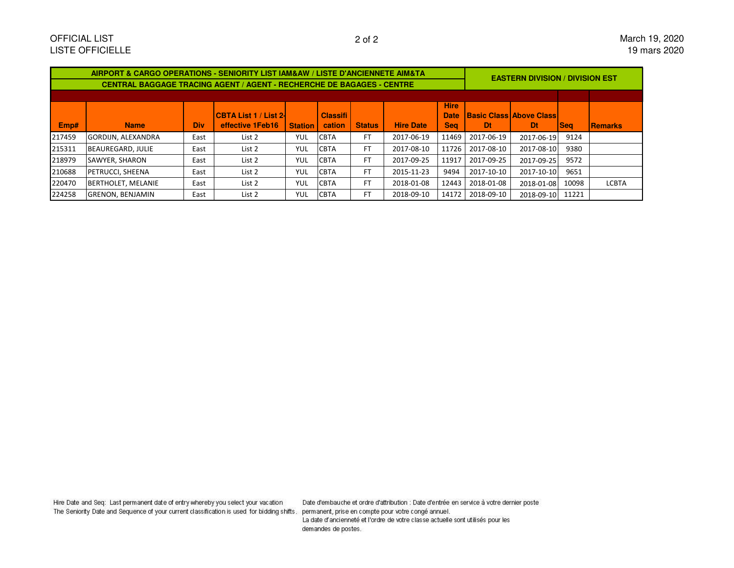OFFICIAL LIST
LISTE OFFICIELLE

March 19, 2020
19 mars 2020

| AIRPORT & CARGO OPERATIONS - SENIORITY LIST IAM&AW / LISTE D'ANCIENNETE AIM&TA<br>CENTRAL BAGGAGE TRACING AGENT / AGENT - RECHERCHE DE BAGAGES - CENTRE | | | | | | | | | EASTERN DIVISION / DIVISION EST | | | |
|---|---|---|---|---|---|---|---|---|---|---|---|---|
| Emp# | Name | Div | CBTA List 1 / List 2- effective 1Feb16 | Station | Classification | Status | Hire Date | Hire Date Seq | Basic Class Dt | Above Class Dt | Seq | Remarks |
| 217459 | GORDIJN, ALEXANDRA | East | List 2 | YUL | CBTA | FT | 2017-06-19 | 11469 | 2017-06-19 | 2017-06-19 | 9124 | |
| 215311 | BEAUREGARD, JULIE | East | List 2 | YUL | CBTA | FT | 2017-08-10 | 11726 | 2017-08-10 | 2017-08-10 | 9380 | |
| 218979 | SAWYER, SHARON | East | List 2 | YUL | CBTA | FT | 2017-09-25 | 11917 | 2017-09-25 | 2017-09-25 | 9572 | |
| 210688 | PETRUCCI, SHEENA | East | List 2 | YUL | CBTA | FT | 2015-11-23 | 9494 | 2017-10-10 | 2017-10-10 | 9651 | |
| 220470 | BERTHOLET, MELANIE | East | List 2 | YUL | CBTA | FT | 2018-01-08 | 12443 | 2018-01-08 | 2018-01-08 | 10098 | LCBTA |
| 224258 | GRENON, BENJAMIN | East | List 2 | YUL | CBTA | FT | 2018-09-10 | 14172 | 2018-09-10 | 2018-09-10 | 11221 | |

Hire Date and Seq: Last permanent date of entry whereby you select your vacation
The Seniority Date and Sequence of your current classification is used for bidding shifts.

Date d'embauche et ordre d'attribution : Date d'entrée en service à votre dernier poste permanent, prise en compte pour votre congé annuel.
La date d'ancienneté et l'ordre de votre classe actuelle sont utilisés pour les demandes de postes.